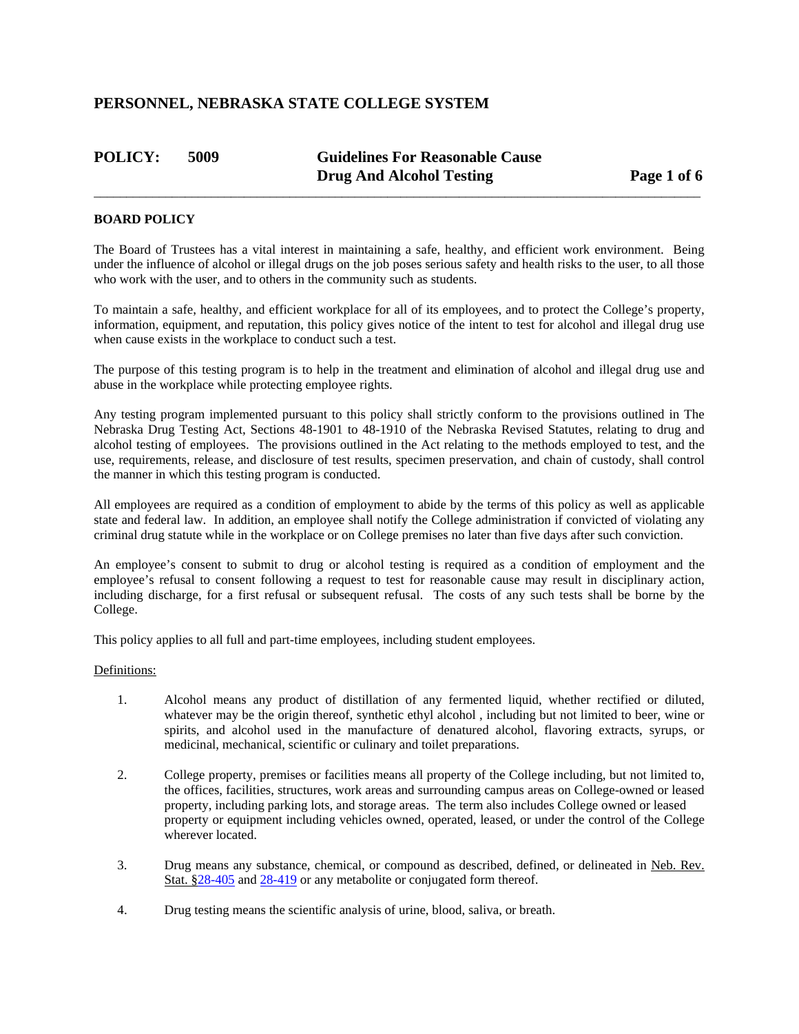# PERSONNEL, NEBRASKA STATE COLLEGE SYSTEM

## POLICY: 5009 Guidelines For Reasonable Cause Drug And Alcohol Testing

**BOARD POLICY**

The Board of Trustees has a vital interest in maintaining a safe, healthy, and efficient work environment. Being under the influence of alcohol or illegal drugs on the job poses serious safety and health risks to the user, to all those who work with the user, and to others in the community such as students.

To maintain a safe, healthy, and efficient workplace for all of its employees, and to protect the College's property, information, equipment, and reputation, this policy gives notice of the intent to test for alcohol and illegal drug use when cause exists in the workplace to conduct such a test.

The purpose of this testing program is to help in the treatment and elimination of alcohol and illegal drug use and abuse in the workplace while protecting employee rights.

Any testing program implemented pursuant to this policy shall strictly conform to the provisions outlined in The Nebraska Drug Testing Act, Sections 48-1901 to 48-1910 of the Nebraska Revised Statutes, relating to drug and alcohol testing of employees. The provisions outlined in the Act relating to the methods employed to test, and the use, requirements, release, and disclosure of test results, specimen preservation, and chain of custody, shall control the manner in which this testing program is conducted.

All employees are required as a condition of employment to abide by the terms of this policy as well as applicable state and federal law. In addition, an employee shall notify the College administration if convicted of violating any criminal drug statute while in the workplace or on College premises no later than five days after such conviction.

An employee's consent to submit to drug or alcohol testing is required as a condition of employment and the employee's refusal to consent following a request to test for reasonable cause may result in disciplinary action, including discharge, for a first refusal or subsequent refusal. The costs of any such tests shall be borne by the College.

This policy applies to all full and part-time employees, including student employees.

Definitions:

1. Alcohol means any product of distillation of any fermented liquid, whether rectified or diluted, whatever may be the origin thereof, synthetic ethyl alcohol , including but not limited to beer, wine or spirits, and alcohol used in the manufacture of denatured alcohol, flavoring extracts, syrups, or medicinal, mechanical, scientific or culinary and toilet preparations.

2. College property, premises or facilities means all property of the College including, but not limited to, the offices, facilities, structures, work areas and surrounding campus areas on College-owned or leased property, including parking lots, and storage areas. The term also includes College owned or leased property or equipment including vehicles owned, operated, leased, or under the control of the College wherever located.

3. Drug means any substance, chemical, or compound as described, defined, or delineated in Neb. Rev. Stat. §28-405 and 28-419 or any metabolite or conjugated form thereof.

4. Drug testing means the scientific analysis of urine, blood, saliva, or breath.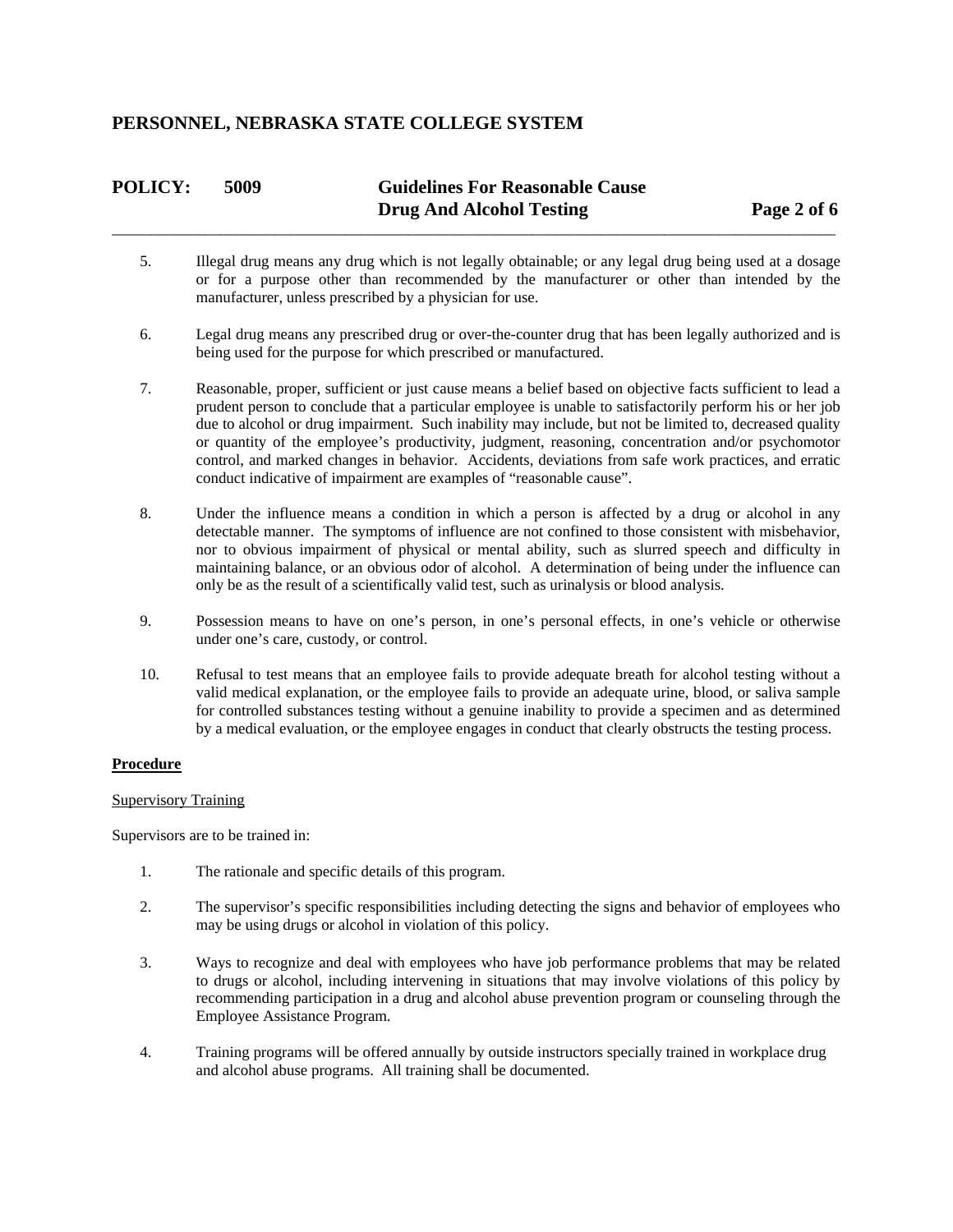5. Illegal drug means any drug which is not legally obtainable; or any legal drug being used at a dosage or for a purpose other than recommended by the manufacturer or other than intended by the manufacturer, unless prescribed by a physician for use.

6. Legal drug means any prescribed drug or over-the-counter drug that has been legally authorized and is being used for the purpose for which prescribed or manufactured.

7. Reasonable, proper, sufficient or just cause means a belief based on objective facts sufficient to lead a prudent person to conclude that a particular employee is unable to satisfactorily perform his or her job due to alcohol or drug impairment. Such inability may include, but not be limited to, decreased quality or quantity of the employee's productivity, judgment, reasoning, concentration and/or psychomotor control, and marked changes in behavior. Accidents, deviations from safe work practices, and erratic conduct indicative of impairment are examples of "reasonable cause".

8. Under the influence means a condition in which a person is affected by a drug or alcohol in any detectable manner. The symptoms of influence are not confined to those consistent with misbehavior, nor to obvious impairment of physical or mental ability, such as slurred speech and difficulty in maintaining balance, or an obvious odor of alcohol. A determination of being under the influence can only be as the result of a scientifically valid test, such as urinalysis or blood analysis.

9. Possession means to have on one's person, in one's personal effects, in one's vehicle or otherwise under one's care, custody, or control.

10. Refusal to test means that an employee fails to provide adequate breath for alcohol testing without a valid medical explanation, or the employee fails to provide an adequate urine, blood, or saliva sample for controlled substances testing without a genuine inability to provide a specimen and as determined by a medical evaluation, or the employee engages in conduct that clearly obstructs the testing process.

## Procedure

### Supervisory Training

Supervisors are to be trained in:

1. The rationale and specific details of this program.

2. The supervisor's specific responsibilities including detecting the signs and behavior of employees who may be using drugs or alcohol in violation of this policy.

3. Ways to recognize and deal with employees who have job performance problems that may be related to drugs or alcohol, including intervening in situations that may involve violations of this policy by recommending participation in a drug and alcohol abuse prevention program or counseling through the Employee Assistance Program.

4. Training programs will be offered annually by outside instructors specially trained in workplace drug and alcohol abuse programs. All training shall be documented.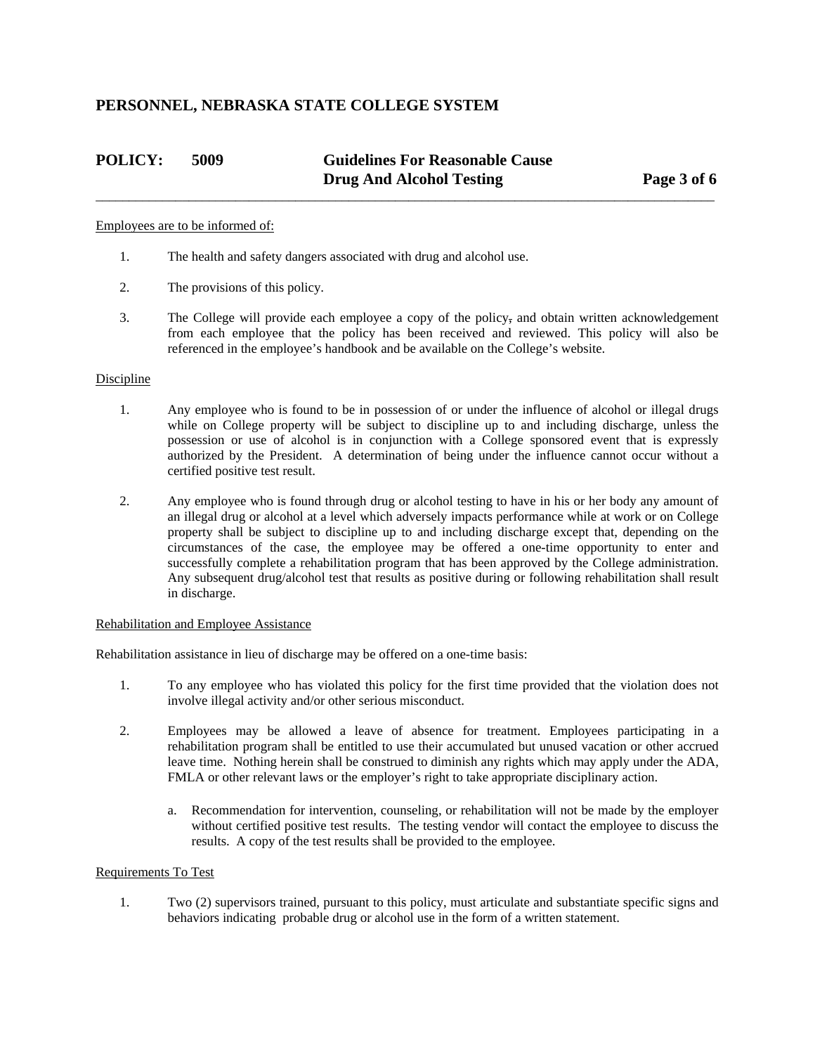Employees are to be informed of:

1. The health and safety dangers associated with drug and alcohol use.

2. The provisions of this policy.

3. The College will provide each employee a copy of the policy, and obtain written acknowledgement from each employee that the policy has been received and reviewed. This policy will also be referenced in the employee's handbook and be available on the College's website.

Discipline

1. Any employee who is found to be in possession of or under the influence of alcohol or illegal drugs while on College property will be subject to discipline up to and including discharge, unless the possession or use of alcohol is in conjunction with a College sponsored event that is expressly authorized by the President. A determination of being under the influence cannot occur without a certified positive test result.

2. Any employee who is found through drug or alcohol testing to have in his or her body any amount of an illegal drug or alcohol at a level which adversely impacts performance while at work or on College property shall be subject to discipline up to and including discharge except that, depending on the circumstances of the case, the employee may be offered a one-time opportunity to enter and successfully complete a rehabilitation program that has been approved by the College administration. Any subsequent drug/alcohol test that results as positive during or following rehabilitation shall result in discharge.

Rehabilitation and Employee Assistance

Rehabilitation assistance in lieu of discharge may be offered on a one-time basis:

1. To any employee who has violated this policy for the first time provided that the violation does not involve illegal activity and/or other serious misconduct.

2. Employees may be allowed a leave of absence for treatment. Employees participating in a rehabilitation program shall be entitled to use their accumulated but unused vacation or other accrued leave time. Nothing herein shall be construed to diminish any rights which may apply under the ADA, FMLA or other relevant laws or the employer's right to take appropriate disciplinary action.

   a. Recommendation for intervention, counseling, or rehabilitation will not be made by the employer without certified positive test results. The testing vendor will contact the employee to discuss the results. A copy of the test results shall be provided to the employee.

Requirements To Test

1. Two (2) supervisors trained, pursuant to this policy, must articulate and substantiate specific signs and behaviors indicating probable drug or alcohol use in the form of a written statement.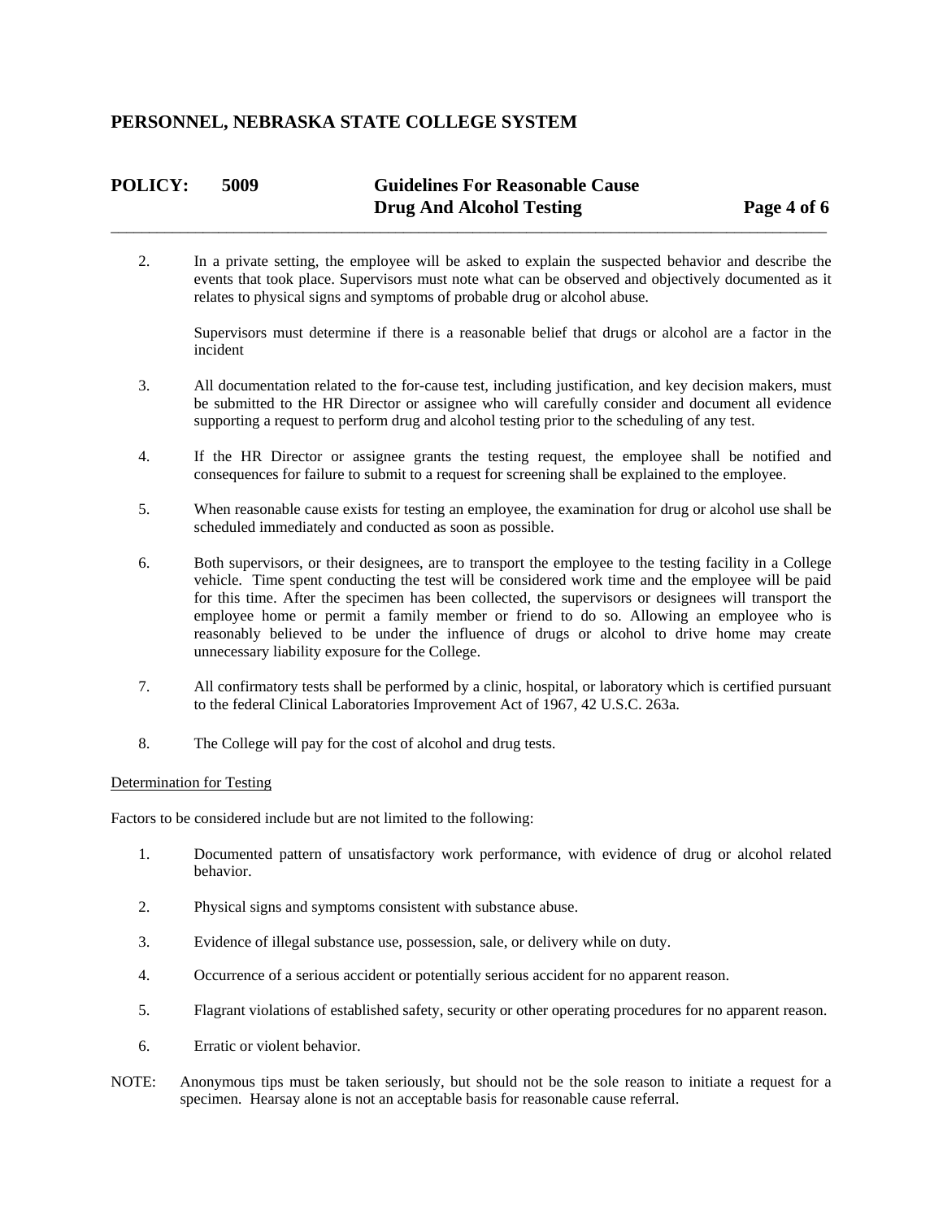2. In a private setting, the employee will be asked to explain the suspected behavior and describe the events that took place. Supervisors must note what can be observed and objectively documented as it relates to physical signs and symptoms of probable drug or alcohol abuse.

   Supervisors must determine if there is a reasonable belief that drugs or alcohol are a factor in the incident

3. All documentation related to the for-cause test, including justification, and key decision makers, must be submitted to the HR Director or assignee who will carefully consider and document all evidence supporting a request to perform drug and alcohol testing prior to the scheduling of any test.

4. If the HR Director or assignee grants the testing request, the employee shall be notified and consequences for failure to submit to a request for screening shall be explained to the employee.

5. When reasonable cause exists for testing an employee, the examination for drug or alcohol use shall be scheduled immediately and conducted as soon as possible.

6. Both supervisors, or their designees, are to transport the employee to the testing facility in a College vehicle. Time spent conducting the test will be considered work time and the employee will be paid for this time. After the specimen has been collected, the supervisors or designees will transport the employee home or permit a family member or friend to do so. Allowing an employee who is reasonably believed to be under the influence of drugs or alcohol to drive home may create unnecessary liability exposure for the College.

7. All confirmatory tests shall be performed by a clinic, hospital, or laboratory which is certified pursuant to the federal Clinical Laboratories Improvement Act of 1967, 42 U.S.C. 263a.

8. The College will pay for the cost of alcohol and drug tests.

Determination for Testing

Factors to be considered include but are not limited to the following:

1. Documented pattern of unsatisfactory work performance, with evidence of drug or alcohol related behavior.

2. Physical signs and symptoms consistent with substance abuse.

3. Evidence of illegal substance use, possession, sale, or delivery while on duty.

4. Occurrence of a serious accident or potentially serious accident for no apparent reason.

5. Flagrant violations of established safety, security or other operating procedures for no apparent reason.

6. Erratic or violent behavior.

NOTE: Anonymous tips must be taken seriously, but should not be the sole reason to initiate a request for a specimen. Hearsay alone is not an acceptable basis for reasonable cause referral.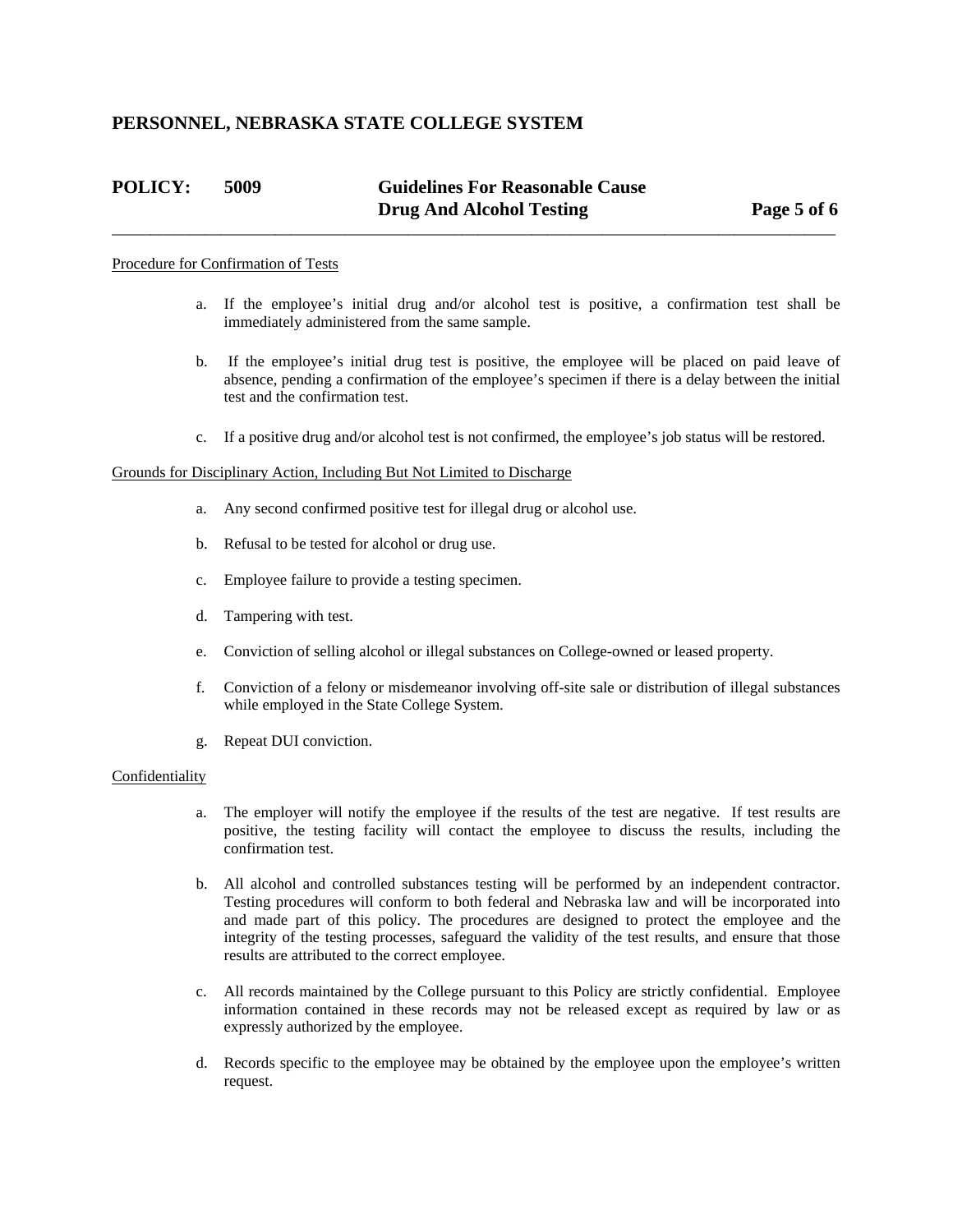#### Procedure for Confirmation of Tests

a. If the employee's initial drug and/or alcohol test is positive, a confirmation test shall be immediately administered from the same sample.

b. If the employee's initial drug test is positive, the employee will be placed on paid leave of absence, pending a confirmation of the employee's specimen if there is a delay between the initial test and the confirmation test.

c. If a positive drug and/or alcohol test is not confirmed, the employee's job status will be restored.

#### Grounds for Disciplinary Action, Including But Not Limited to Discharge

a. Any second confirmed positive test for illegal drug or alcohol use.

b. Refusal to be tested for alcohol or drug use.

c. Employee failure to provide a testing specimen.

d. Tampering with test.

e. Conviction of selling alcohol or illegal substances on College-owned or leased property.

f. Conviction of a felony or misdemeanor involving off-site sale or distribution of illegal substances while employed in the State College System.

g. Repeat DUI conviction.

#### Confidentiality

a. The employer will notify the employee if the results of the test are negative. If test results are positive, the testing facility will contact the employee to discuss the results, including the confirmation test.

b. All alcohol and controlled substances testing will be performed by an independent contractor. Testing procedures will conform to both federal and Nebraska law and will be incorporated into and made part of this policy. The procedures are designed to protect the employee and the integrity of the testing processes, safeguard the validity of the test results, and ensure that those results are attributed to the correct employee.

c. All records maintained by the College pursuant to this Policy are strictly confidential. Employee information contained in these records may not be released except as required by law or as expressly authorized by the employee.

d. Records specific to the employee may be obtained by the employee upon the employee's written request.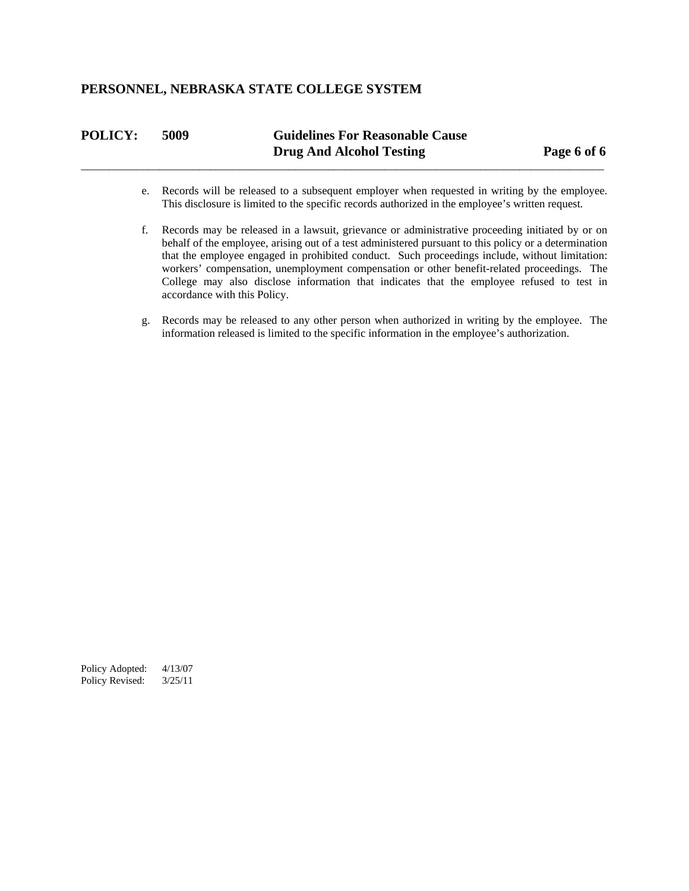e. Records will be released to a subsequent employer when requested in writing by the employee. This disclosure is limited to the specific records authorized in the employee's written request.

f. Records may be released in a lawsuit, grievance or administrative proceeding initiated by or on behalf of the employee, arising out of a test administered pursuant to this policy or a determination that the employee engaged in prohibited conduct. Such proceedings include, without limitation: workers' compensation, unemployment compensation or other benefit-related proceedings. The College may also disclose information that indicates that the employee refused to test in accordance with this Policy.

g. Records may be released to any other person when authorized in writing by the employee. The information released is limited to the specific information in the employee's authorization.

Policy Adopted: 4/13/07
Policy Revised: 3/25/11